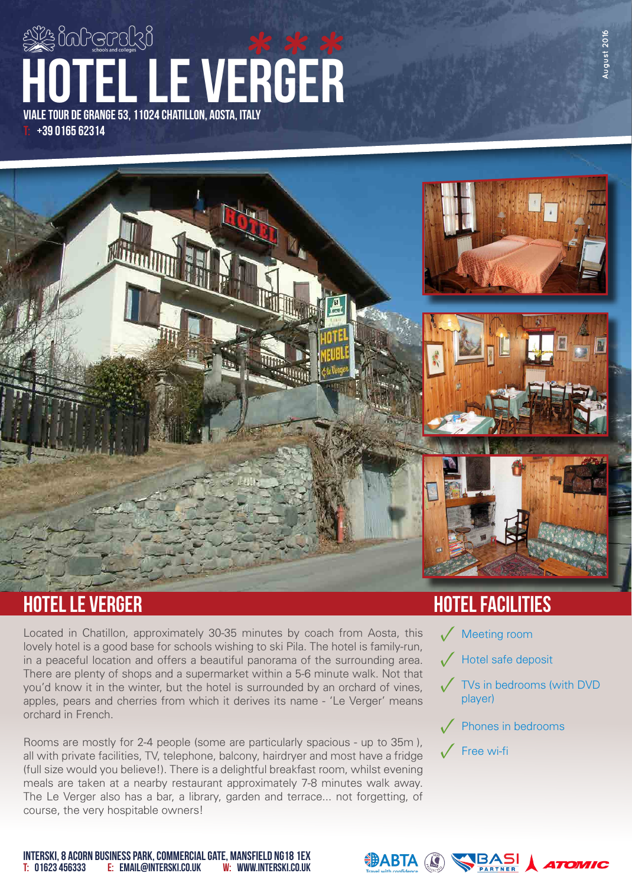# HOTEL LE VERGER ***

VIALE TOUR DE GRANGE 53, 11024 CHATILLON, AOSTA, ITALY
T: +39 0165 62314

August 2016

## HOTEL LE VERGER

Located in Chatillon, approximately 30-35 minutes by coach from Aosta, this lovely hotel is a good base for schools wishing to ski Pila. The hotel is family-run, in a peaceful location and offers a beautiful panorama of the surrounding area. There are plenty of shops and a supermarket within a 5-6 minute walk. Not that you'd know it in the winter, but the hotel is surrounded by an orchard of vines, apples, pears and cherries from which it derives its name - 'Le Verger' means orchard in French.

Rooms are mostly for 2-4 people (some are particularly spacious - up to 35m ), all with private facilities, TV, telephone, balcony, hairdryer and most have a fridge (full size would you believe!). There is a delightful breakfast room, whilst evening meals are taken at a nearby restaurant approximately 7-8 minutes walk away. The Le Verger also has a bar, a library, garden and terrace... not forgetting, of course, the very hospitable owners!

## HOTEL FACILITIES

- ✓ Meeting room
- ✓ Hotel safe deposit
- ✓ TVs in bedrooms (with DVD player)
- ✓ Phones in bedrooms
- ✓ Free wi-fi

INTERSKI, 8 ACORN BUSINESS PARK, COMMERCIAL GATE, MANSFIELD NG18 1EX
T: 01623 456333 E: EMAIL@INTERSKI.CO.UK W: WWW.INTERSKI.CO.UK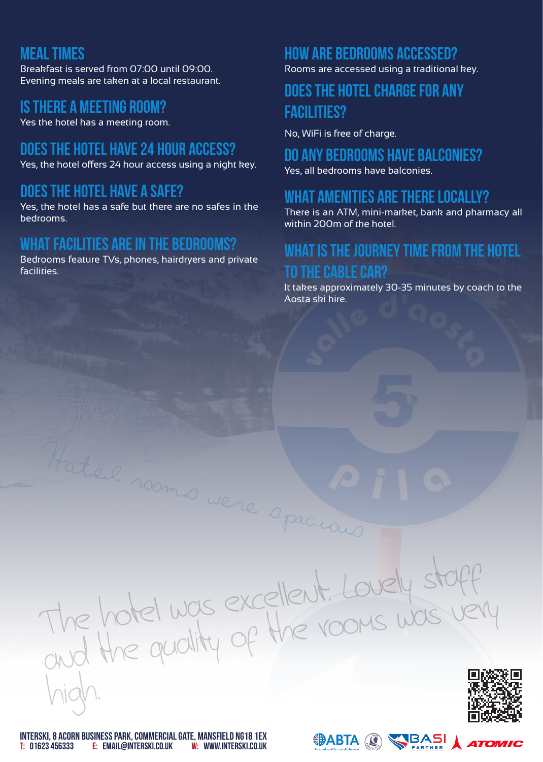## MEAL TIMES

Breakfast is served from 07:00 until 09:00.
Evening meals are taken at a local restaurant.

## IS THERE A MEETING ROOM?

Yes the hotel has a meeting room.

## DOES THE HOTEL HAVE 24 HOUR ACCESS?

Yes, the hotel offers 24 hour access using a night key.

## DOES THE HOTEL HAVE A SAFE?

Yes, the hotel has a safe but there are no safes in the bedrooms.

## WHAT FACILITIES ARE IN THE BEDROOMS?

Bedrooms feature TVs, phones, hairdryers and private facilities.

## HOW ARE BEDROOMS ACCESSED?

Rooms are accessed using a traditional key.

## DOES THE HOTEL CHARGE FOR ANY FACILITIES?

No, WiFi is free of charge.

## DO ANY BEDROOMS HAVE BALCONIES?

Yes, all bedrooms have balconies.

## WHAT AMENITIES ARE THERE LOCALLY?

There is an ATM, mini-market, bank and pharmacy all within 200m of the hotel.

## WHAT IS THE JOURNEY TIME FROM THE HOTEL TO THE CABLE CAR?

It takes approximately 30-35 minutes by coach to the Aosta ski hire.

*Hotel rooms were spacious*

*The hotel was excellent. Lovely staff and the quality of the rooms was very high.*

INTERSKI, 8 ACORN BUSINESS PARK, COMMERCIAL GATE, MANSFIELD NG18 1EX
T: 01623 456333 E: EMAIL@INTERSKI.CO.UK W: WWW.INTERSKI.CO.UK